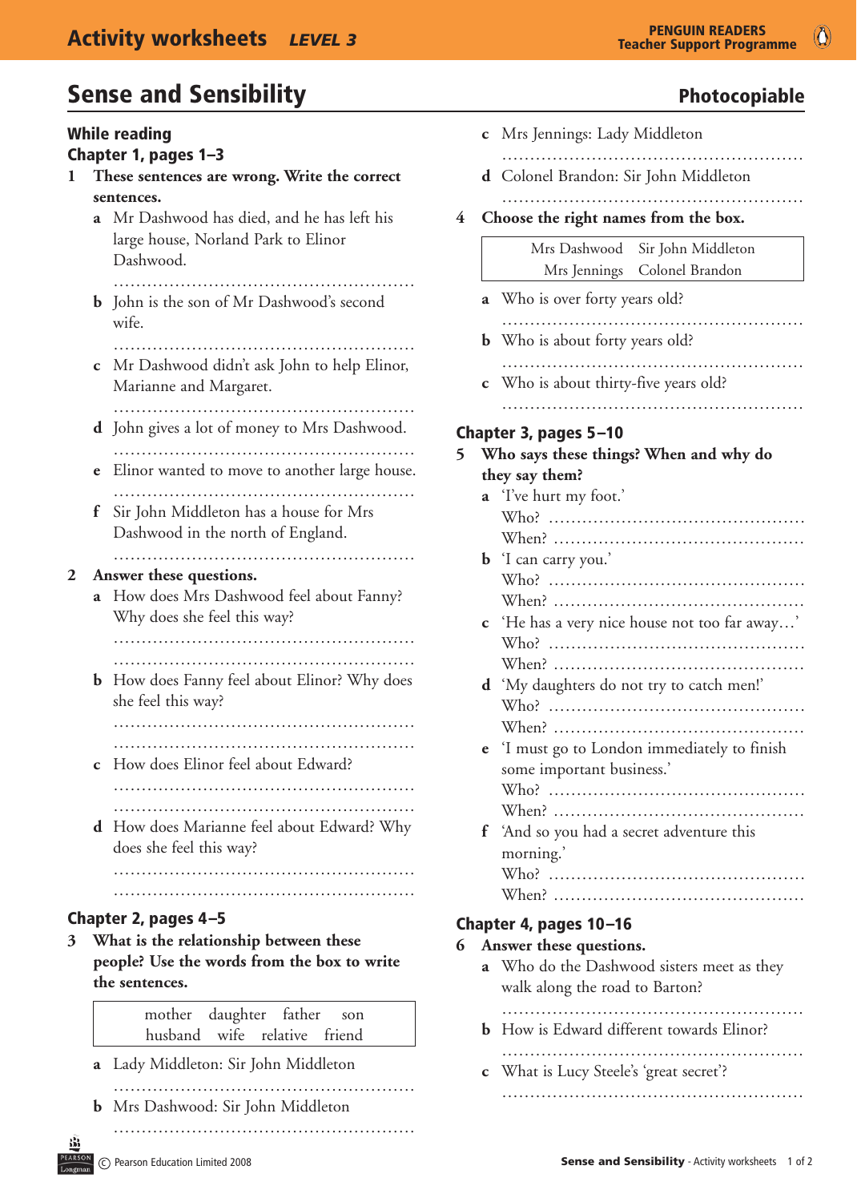# Sense and Sensibility

**Photocopiable**

## While reading

### Chapter 1, pages 1–3

**1 These sentences are wrong. Write the correct sentences.**

a Mr Dashwood has died, and he has left his large house, Norland Park to Elinor Dashwood.

......................................................

b John is the son of Mr Dashwood's second wife.

......................................................

c Mr Dashwood didn't ask John to help Elinor, Marianne and Margaret.

......................................................

d John gives a lot of money to Mrs Dashwood.

......................................................

e Elinor wanted to move to another large house.

......................................................

f Sir John Middleton has a house for Mrs Dashwood in the north of England.

......................................................

**2 Answer these questions.**

a How does Mrs Dashwood feel about Fanny? Why does she feel this way?

......................................................

......................................................

b How does Fanny feel about Elinor? Why does she feel this way?

......................................................

......................................................

c How does Elinor feel about Edward?

......................................................

......................................................

d How does Marianne feel about Edward? Why does she feel this way?

......................................................

......................................................

### Chapter 2, pages 4–5

**3 What is the relationship between these people? Use the words from the box to write the sentences.**

| mother | daughter | father | son |
|---|---|---|---|
| husband | wife | relative | friend |

a Lady Middleton: Sir John Middleton

......................................................

b Mrs Dashwood: Sir John Middleton

......................................................

c Mrs Jennings: Lady Middleton

......................................................

d Colonel Brandon: Sir John Middleton

......................................................

**4 Choose the right names from the box.**

| Mrs Dashwood | Sir John Middleton |
|---|---|
| Mrs Jennings | Colonel Brandon |

a Who is over forty years old?

......................................................

b Who is about forty years old?

......................................................

c Who is about thirty-five years old?

......................................................

### Chapter 3, pages 5–10

**5 Who says these things? When and why do they say them?**

a 'I've hurt my foot.'
Who? ..............................................
When? ..............................................

b 'I can carry you.'
Who? ..............................................
When? ..............................................

c 'He has a very nice house not too far away…'
Who? ..............................................
When? ..............................................

d 'My daughters do not try to catch men!'
Who? ..............................................
When? ..............................................

e 'I must go to London immediately to finish some important business.'
Who? ..............................................
When? ..............................................

f 'And so you had a secret adventure this morning.'
Who? ..............................................
When? ..............................................

### Chapter 4, pages 10–16

**6 Answer these questions.**

a Who do the Dashwood sisters meet as they walk along the road to Barton?

......................................................

b How is Edward different towards Elinor?

......................................................

c What is Lucy Steele's 'great secret'?

......................................................

© Pearson Education Limited 2008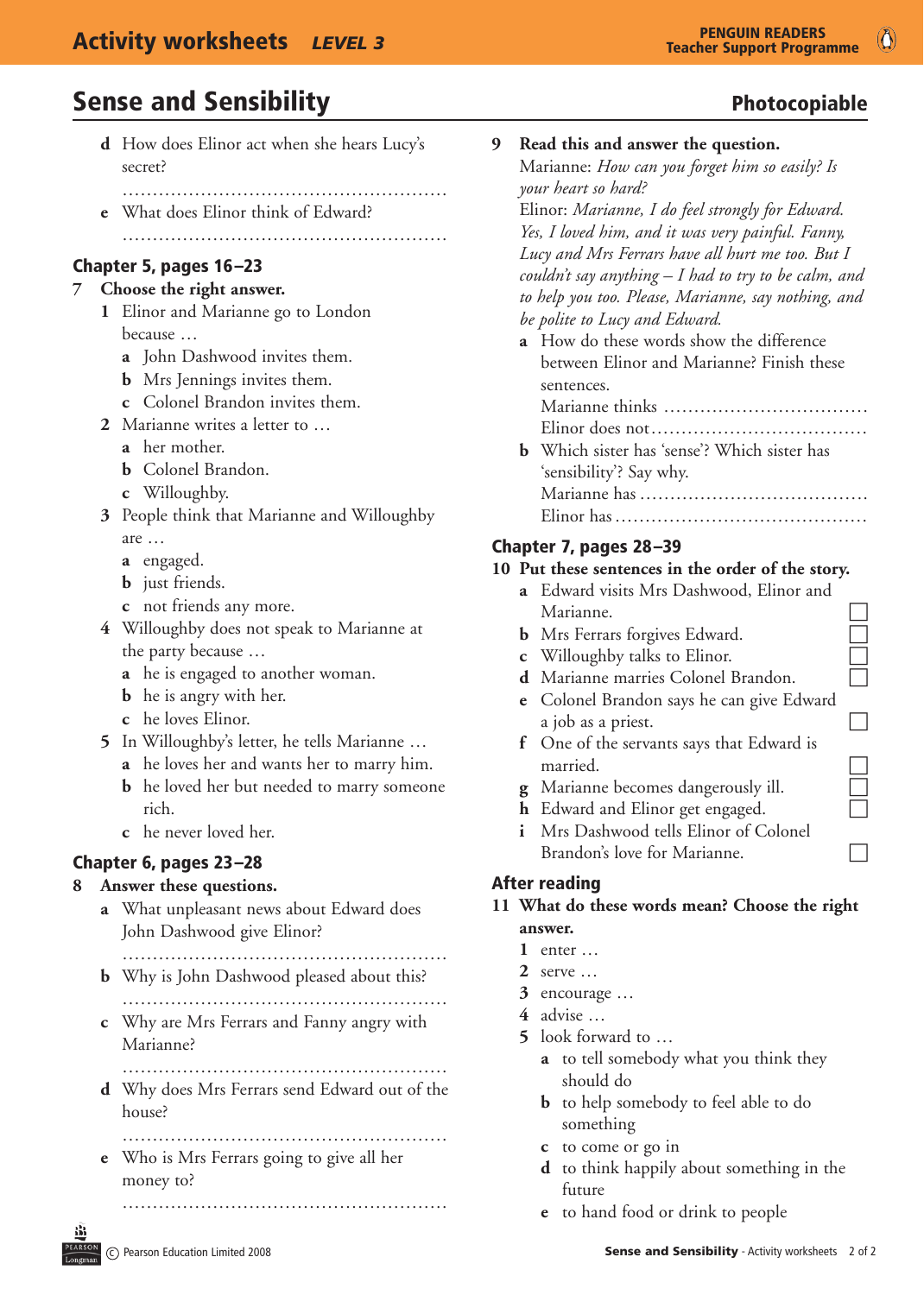# Sense and Sensibility

**Photocopiable**

**d** How does Elinor act when she hears Lucy's secret?

....................................................

**e** What does Elinor think of Edward?

....................................................

## Chapter 5, pages 16–23

**7 Choose the right answer.**

**1** Elinor and Marianne go to London because …
- **a** John Dashwood invites them.
- **b** Mrs Jennings invites them.
- **c** Colonel Brandon invites them.

**2** Marianne writes a letter to …
- **a** her mother.
- **b** Colonel Brandon.
- **c** Willoughby.

**3** People think that Marianne and Willoughby are …
- **a** engaged.
- **b** just friends.
- **c** not friends any more.

**4** Willoughby does not speak to Marianne at the party because …
- **a** he is engaged to another woman.
- **b** he is angry with her.
- **c** he loves Elinor.

**5** In Willoughby's letter, he tells Marianne …
- **a** he loves her and wants her to marry him.
- **b** he loved her but needed to marry someone rich.
- **c** he never loved her.

## Chapter 6, pages 23–28

**8 Answer these questions.**

**a** What unpleasant news about Edward does John Dashwood give Elinor?

....................................................

**b** Why is John Dashwood pleased about this?

....................................................

**c** Why are Mrs Ferrars and Fanny angry with Marianne?

....................................................

**d** Why does Mrs Ferrars send Edward out of the house?

....................................................

**e** Who is Mrs Ferrars going to give all her money to?

....................................................

**9 Read this and answer the question.**

Marianne: *How can you forget him so easily? Is your heart so hard?*

Elinor: *Marianne, I do feel strongly for Edward. Yes, I loved him, and it was very painful. Fanny, Lucy and Mrs Ferrars have all hurt me too. But I couldn't say anything – I had to try to be calm, and to help you too. Please, Marianne, say nothing, and be polite to Lucy and Edward.*

**a** How do these words show the difference between Elinor and Marianne? Finish these sentences.

Marianne thinks ....................................

Elinor does not....................................

**b** Which sister has 'sense'? Which sister has 'sensibility'? Say why.

Marianne has ....................................

Elinor has ....................................

## Chapter 7, pages 28–39

**10 Put these sentences in the order of the story.**

- **a** Edward visits Mrs Dashwood, Elinor and Marianne. ☐
- **b** Mrs Ferrars forgives Edward. ☐
- **c** Willoughby talks to Elinor. ☐
- **d** Marianne marries Colonel Brandon. ☐
- **e** Colonel Brandon says he can give Edward a job as a priest. ☐
- **f** One of the servants says that Edward is married. ☐
- **g** Marianne becomes dangerously ill. ☐
- **h** Edward and Elinor get engaged. ☐
- **i** Mrs Dashwood tells Elinor of Colonel Brandon's love for Marianne. ☐

## After reading

**11 What do these words mean? Choose the right answer.**

**1** enter …
**2** serve …
**3** encourage …
**4** advise …
**5** look forward to …

- **a** to tell somebody what you think they should do
- **b** to help somebody to feel able to do something
- **c** to come or go in
- **d** to think happily about something in the future
- **e** to hand food or drink to people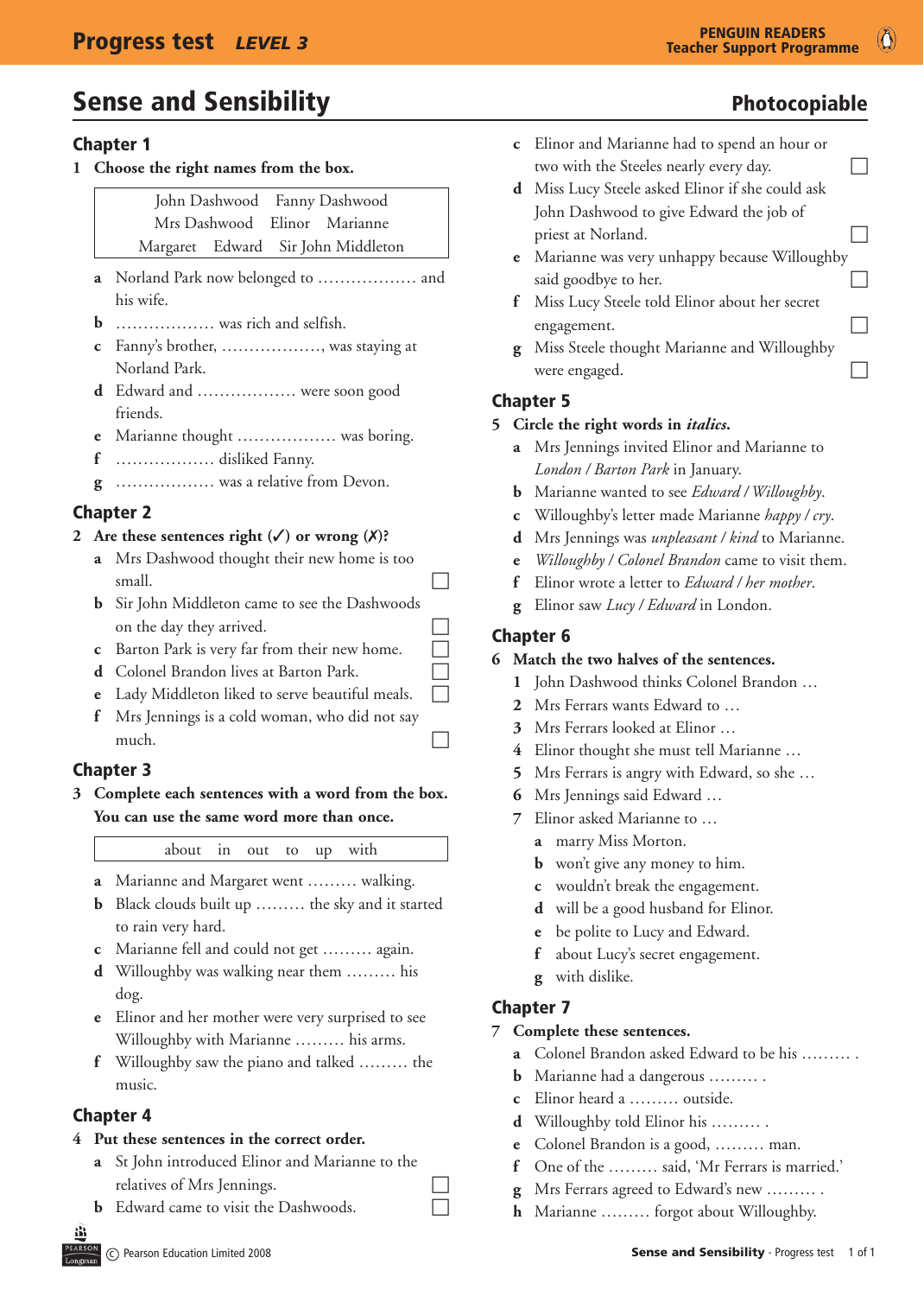# Sense and Sensibility

**Photocopiable**

## Chapter 1

**1 Choose the right names from the box.**

| John Dashwood Fanny Dashwood Mrs Dashwood Elinor Marianne Margaret Edward Sir John Middleton |
|---|

- **a** Norland Park now belonged to ……………… and his wife.
- **b** ……………… was rich and selfish.
- **c** Fanny's brother, ………………, was staying at Norland Park.
- **d** Edward and ……………… were soon good friends.
- **e** Marianne thought ……………… was boring.
- **f** ……………… disliked Fanny.
- **g** ……………… was a relative from Devon.

## Chapter 2

**2 Are these sentences right (✓) or wrong (✗)?**

- **a** Mrs Dashwood thought their new home is too small. ☐
- **b** Sir John Middleton came to see the Dashwoods on the day they arrived. ☐
- **c** Barton Park is very far from their new home. ☐
- **d** Colonel Brandon lives at Barton Park. ☐
- **e** Lady Middleton liked to serve beautiful meals. ☐
- **f** Mrs Jennings is a cold woman, who did not say much. ☐

## Chapter 3

**3 Complete each sentences with a word from the box. You can use the same word more than once.**

| about in out to up with |
|---|

- **a** Marianne and Margaret went ……… walking.
- **b** Black clouds built up ……… the sky and it started to rain very hard.
- **c** Marianne fell and could not get ……… again.
- **d** Willoughby was walking near them ……… his dog.
- **e** Elinor and her mother were very surprised to see Willoughby with Marianne ……… his arms.
- **f** Willoughby saw the piano and talked ……… the music.

## Chapter 4

**4 Put these sentences in the correct order.**

- **a** St John introduced Elinor and Marianne to the relatives of Mrs Jennings. ☐
- **b** Edward came to visit the Dashwoods. ☐
- **c** Elinor and Marianne had to spend an hour or two with the Steeles nearly every day. ☐
- **d** Miss Lucy Steele asked Elinor if she could ask John Dashwood to give Edward the job of priest at Norland. ☐
- **e** Marianne was very unhappy because Willoughby said goodbye to her. ☐
- **f** Miss Lucy Steele told Elinor about her secret engagement. ☐
- **g** Miss Steele thought Marianne and Willoughby were engaged. ☐

## Chapter 5

**5 Circle the right words in *italics*.**

- **a** Mrs Jennings invited Elinor and Marianne to *London / Barton Park* in January.
- **b** Marianne wanted to see *Edward / Willoughby*.
- **c** Willoughby's letter made Marianne *happy / cry*.
- **d** Mrs Jennings was *unpleasant / kind* to Marianne.
- **e** *Willoughby / Colonel Brandon* came to visit them.
- **f** Elinor wrote a letter to *Edward / her mother*.
- **g** Elinor saw *Lucy / Edward* in London.

## Chapter 6

**6 Match the two halves of the sentences.**

1. John Dashwood thinks Colonel Brandon …
2. Mrs Ferrars wants Edward to …
3. Mrs Ferrars looked at Elinor …
4. Elinor thought she must tell Marianne …
5. Mrs Ferrars is angry with Edward, so she …
6. Mrs Jennings said Edward …
7. Elinor asked Marianne to …

- **a** marry Miss Morton.
- **b** won't give any money to him.
- **c** wouldn't break the engagement.
- **d** will be a good husband for Elinor.
- **e** be polite to Lucy and Edward.
- **f** about Lucy's secret engagement.
- **g** with dislike.

## Chapter 7

**7 Complete these sentences.**

- **a** Colonel Brandon asked Edward to be his ……… .
- **b** Marianne had a dangerous ……… .
- **c** Elinor heard a ……… outside.
- **d** Willoughby told Elinor his ……… .
- **e** Colonel Brandon is a good, ……… man.
- **f** One of the ……… said, 'Mr Ferrars is married.'
- **g** Mrs Ferrars agreed to Edward's new ……… .
- **h** Marianne ……… forgot about Willoughby.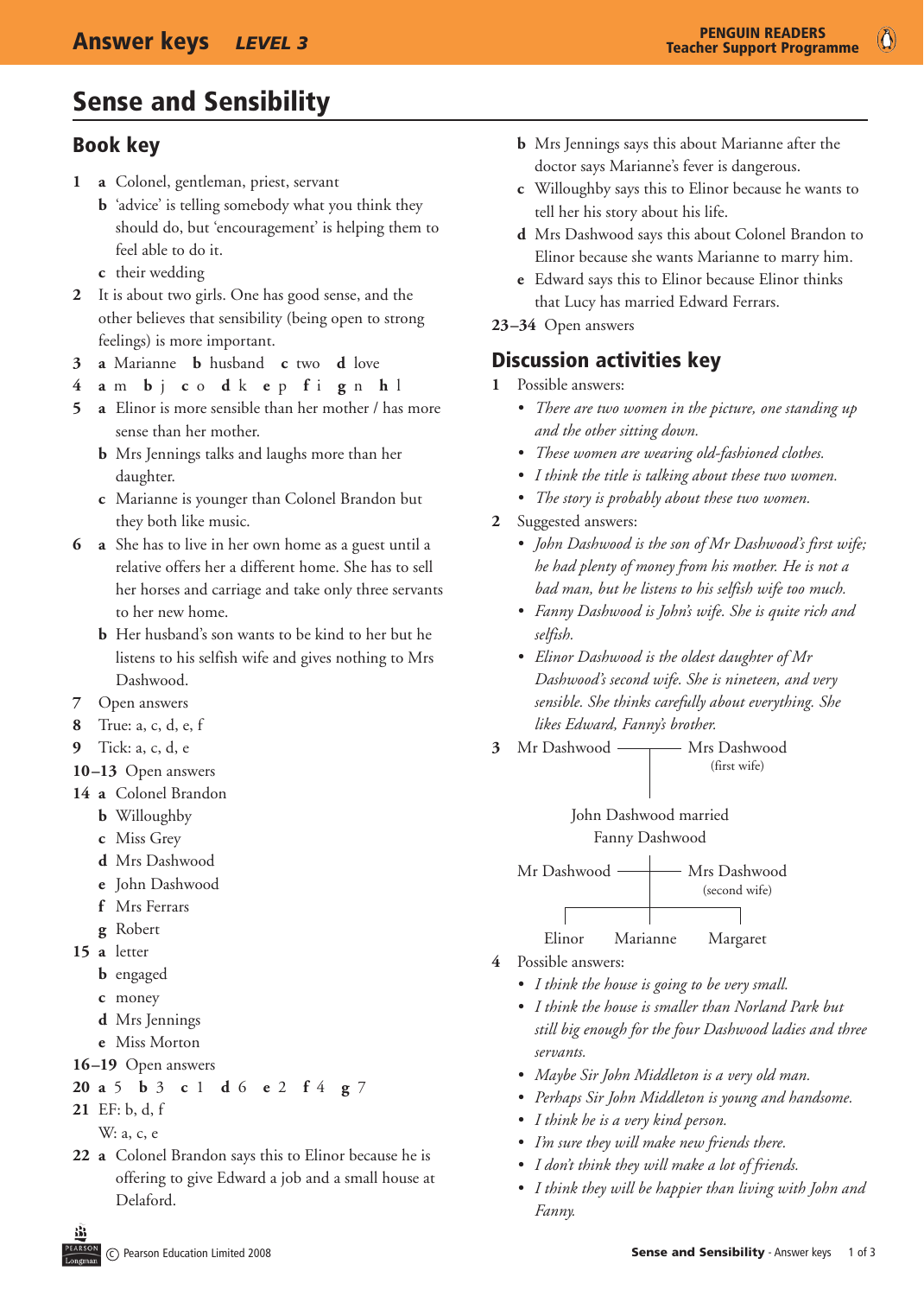# Sense and Sensibility

## Book key

1 **a** Colonel, gentleman, priest, servant
 **b** 'advice' is telling somebody what you think they should do, but 'encouragement' is helping them to feel able to do it.
 **c** their wedding

2 It is about two girls. One has good sense, and the other believes that sensibility (being open to strong feelings) is more important.

3 **a** Marianne **b** husband **c** two **d** love

4 **a** m **b** j **c** o **d** k **e** p **f** i **g** n **h** l

5 **a** Elinor is more sensible than her mother / has more sense than her mother.
 **b** Mrs Jennings talks and laughs more than her daughter.
 **c** Marianne is younger than Colonel Brandon but they both like music.

6 **a** She has to live in her own home as a guest until a relative offers her a different home. She has to sell her horses and carriage and take only three servants to her new home.
 **b** Her husband's son wants to be kind to her but he listens to his selfish wife and gives nothing to Mrs Dashwood.

7 Open answers

8 True: a, c, d, e, f

9 Tick: a, c, d, e

**10–13** Open answers

**14** **a** Colonel Brandon
 **b** Willoughby
 **c** Miss Grey
 **d** Mrs Dashwood
 **e** John Dashwood
 **f** Mrs Ferrars
 **g** Robert

**15** **a** letter
 **b** engaged
 **c** money
 **d** Mrs Jennings
 **e** Miss Morton

**16–19** Open answers

**20** **a** 5 **b** 3 **c** 1 **d** 6 **e** 2 **f** 4 **g** 7

**21** EF: b, d, f
 W: a, c, e

**22** **a** Colonel Brandon says this to Elinor because he is offering to give Edward a job and a small house at Delaford.
 **b** Mrs Jennings says this about Marianne after the doctor says Marianne's fever is dangerous.
 **c** Willoughby says this to Elinor because he wants to tell her his story about his life.
 **d** Mrs Dashwood says this about Colonel Brandon to Elinor because she wants Marianne to marry him.
 **e** Edward says this to Elinor because Elinor thinks that Lucy has married Edward Ferrars.

**23–34** Open answers

## Discussion activities key

1 Possible answers:
- *There are two women in the picture, one standing up and the other sitting down.*
- *These women are wearing old-fashioned clothes.*
- *I think the title is talking about these two women.*
- *The story is probably about these two women.*

2 Suggested answers:
- *John Dashwood is the son of Mr Dashwood's first wife; he had plenty of money from his mother. He is not a bad man, but he listens to his selfish wife too much.*
- *Fanny Dashwood is John's wife. She is quite rich and selfish.*
- *Elinor Dashwood is the oldest daughter of Mr Dashwood's second wife. She is nineteen, and very sensible. She thinks carefully about everything. She likes Edward, Fanny's brother.*

3 Mr Dashwood —— Mrs Dashwood (first wife)

 John Dashwood married Fanny Dashwood

 Mr Dashwood —— Mrs Dashwood (second wife)

 Elinor  Marianne  Margaret

4 Possible answers:
- *I think the house is going to be very small.*
- *I think the house is smaller than Norland Park but still big enough for the four Dashwood ladies and three servants.*
- *Maybe Sir John Middleton is a very old man.*
- *Perhaps Sir John Middleton is young and handsome.*
- *I think he is a very kind person.*
- *I'm sure they will make new friends there.*
- *I don't think they will make a lot of friends.*
- *I think they will be happier than living with John and Fanny.*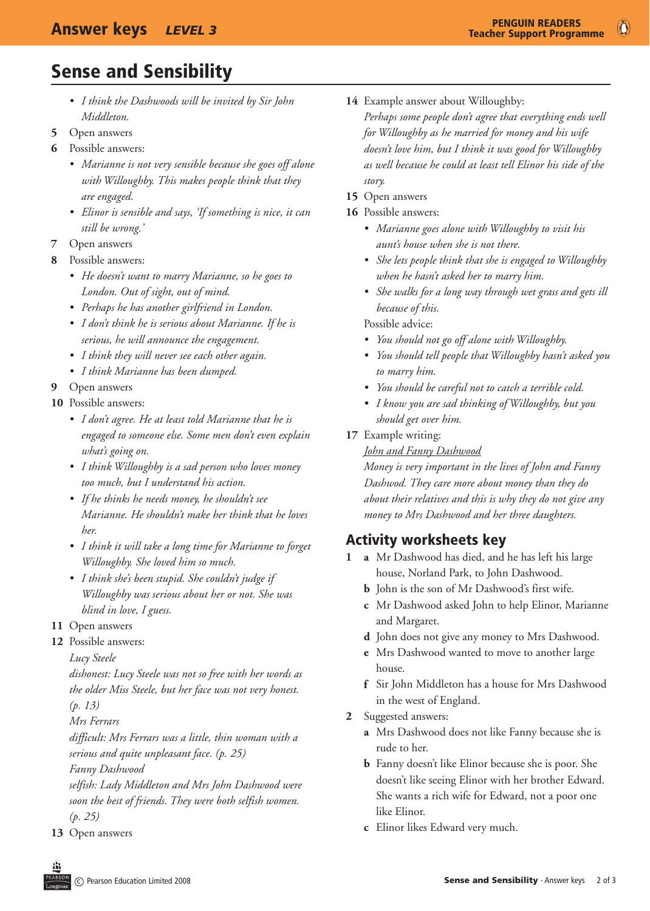# Sense and Sensibility

- *I think the Dashwoods will be invited by Sir John Middleton.*

**5** Open answers

**6** Possible answers:
- *Marianne is not very sensible because she goes off alone with Willoughby. This makes people think that they are engaged.*
- *Elinor is sensible and says, 'If something is nice, it can still be wrong.'*

**7** Open answers

**8** Possible answers:
- *He doesn't want to marry Marianne, so he goes to London. Out of sight, out of mind.*
- *Perhaps he has another girlfriend in London.*
- *I don't think he is serious about Marianne. If he is serious, he will announce the engagement.*
- *I think they will never see each other again.*
- *I think Marianne has been dumped.*

**9** Open answers

**10** Possible answers:
- *I don't agree. He at least told Marianne that he is engaged to someone else. Some men don't even explain what's going on.*
- *I think Willoughby is a sad person who loves money too much, but I understand his action.*
- *If he thinks he needs money, he shouldn't see Marianne. He shouldn't make her think that he loves her.*
- *I think it will take a long time for Marianne to forget Willoughby. She loved him so much.*
- *I think she's been stupid. She couldn't judge if Willoughby was serious about her or not. She was blind in love, I guess.*

**11** Open answers

**12** Possible answers:

*Lucy Steele*

*dishonest: Lucy Steele was not so free with her words as the older Miss Steele, but her face was not very honest. (p. 13)*

*Mrs Ferrars*

*difficult: Mrs Ferrars was a little, thin woman with a serious and quite unpleasant face. (p. 25)*

*Fanny Dashwood*

*selfish: Lady Middleton and Mrs John Dashwood were soon the best of friends. They were both selfish women. (p. 25)*

**13** Open answers

**14** Example answer about Willoughby:

*Perhaps some people don't agree that everything ends well for Willoughby as he married for money and his wife doesn't love him, but I think it was good for Willoughby as well because he could at least tell Elinor his side of the story.*

**15** Open answers

**16** Possible answers:
- *Marianne goes alone with Willoughby to visit his aunt's house when she is not there.*
- *She lets people think that she is engaged to Willoughby when he hasn't asked her to marry him.*
- *She walks for a long way through wet grass and gets ill because of this.*

Possible advice:
- *You should not go off alone with Willoughby.*
- *You should tell people that Willoughby hasn't asked you to marry him.*
- *You should be careful not to catch a terrible cold.*
- *I know you are sad thinking of Willoughby, but you should get over him.*

**17** Example writing:

*John and Fanny Dashwood*

*Money is very important in the lives of John and Fanny Dashwood. They care more about money than they do about their relatives and this is why they do not give any money to Mrs Dashwood and her three daughters.*

## Activity worksheets key

**1**
- **a** Mr Dashwood has died, and he has left his large house, Norland Park, to John Dashwood.
- **b** John is the son of Mr Dashwood's first wife.
- **c** Mr Dashwood asked John to help Elinor, Marianne and Margaret.
- **d** John does not give any money to Mrs Dashwood.
- **e** Mrs Dashwood wanted to move to another large house.
- **f** Sir John Middleton has a house for Mrs Dashwood in the west of England.

**2** Suggested answers:
- **a** Mrs Dashwood does not like Fanny because she is rude to her.
- **b** Fanny doesn't like Elinor because she is poor. She doesn't like seeing Elinor with her brother Edward. She wants a rich wife for Edward, not a poor one like Elinor.
- **c** Elinor likes Edward very much.

© Pearson Education Limited 2008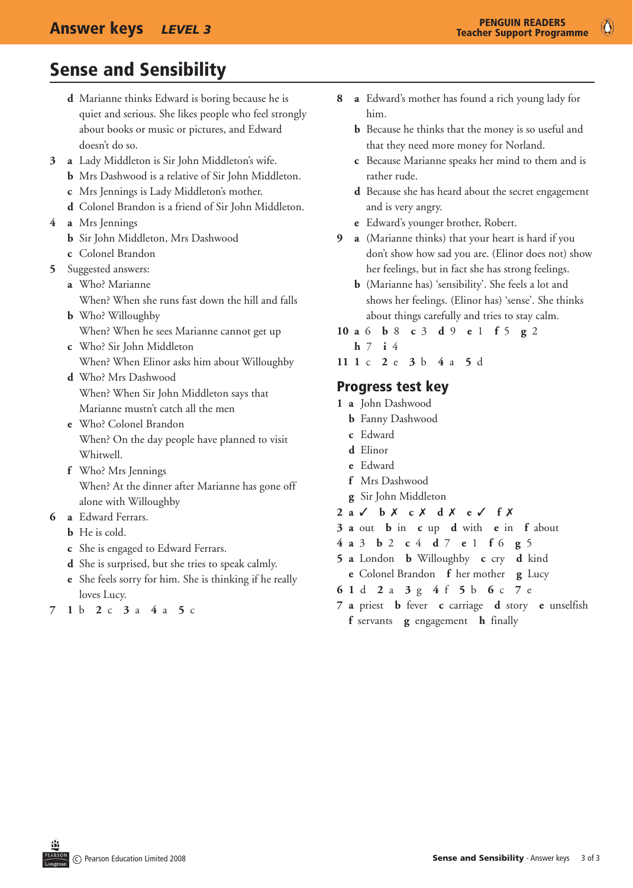## Sense and Sensibility

- **d** Marianne thinks Edward is boring because he is quiet and serious. She likes people who feel strongly about books or music or pictures, and Edward doesn't do so.

**3** **a** Lady Middleton is Sir John Middleton's wife.
**b** Mrs Dashwood is a relative of Sir John Middleton.
**c** Mrs Jennings is Lady Middleton's mother.
**d** Colonel Brandon is a friend of Sir John Middleton.

**4** **a** Mrs Jennings
**b** Sir John Middleton, Mrs Dashwood
**c** Colonel Brandon

**5** Suggested answers:
**a** Who? Marianne
When? When she runs fast down the hill and falls
**b** Who? Willoughby
When? When he sees Marianne cannot get up
**c** Who? Sir John Middleton
When? When Elinor asks him about Willoughby
**d** Who? Mrs Dashwood
When? When Sir John Middleton says that Marianne mustn't catch all the men
**e** Who? Colonel Brandon
When? On the day people have planned to visit Whitwell.
**f** Who? Mrs Jennings
When? At the dinner after Marianne has gone off alone with Willoughby

**6** **a** Edward Ferrars.
**b** He is cold.
**c** She is engaged to Edward Ferrars.
**d** She is surprised, but she tries to speak calmly.
**e** She feels sorry for him. She is thinking if he really loves Lucy.

**7** **1** b **2** c **3** a **4** a **5** c

**8** **a** Edward's mother has found a rich young lady for him.
**b** Because he thinks that the money is so useful and that they need more money for Norland.
**c** Because Marianne speaks her mind to them and is rather rude.
**d** Because she has heard about the secret engagement and is very angry.
**e** Edward's younger brother, Robert.

**9** **a** (Marianne thinks) that your heart is hard if you don't show how sad you are. (Elinor does not) show her feelings, but in fact she has strong feelings.
**b** (Marianne has) 'sensibility'. She feels a lot and shows her feelings. (Elinor has) 'sense'. She thinks about things carefully and tries to stay calm.

**10** **a** 6 **b** 8 **c** 3 **d** 9 **e** 1 **f** 5 **g** 2 **h** 7 **i** 4

**11** **1** c **2** e **3** b **4** a **5** d

## Progress test key

**1** **a** John Dashwood
**b** Fanny Dashwood
**c** Edward
**d** Elinor
**e** Edward
**f** Mrs Dashwood
**g** Sir John Middleton

**2** **a** ✓ **b** ✗ **c** ✗ **d** ✗ **e** ✓ **f** ✗

**3** **a** out **b** in **c** up **d** with **e** in **f** about

**4** **a** 3 **b** 2 **c** 4 **d** 7 **e** 1 **f** 6 **g** 5

**5** **a** London **b** Willoughby **c** cry **d** kind **e** Colonel Brandon **f** her mother **g** Lucy

**6** **1** d **2** a **3** g **4** f **5** b **6** c **7** e

**7** **a** priest **b** fever **c** carriage **d** story **e** unselfish **f** servants **g** engagement **h** finally

© Pearson Education Limited 2008